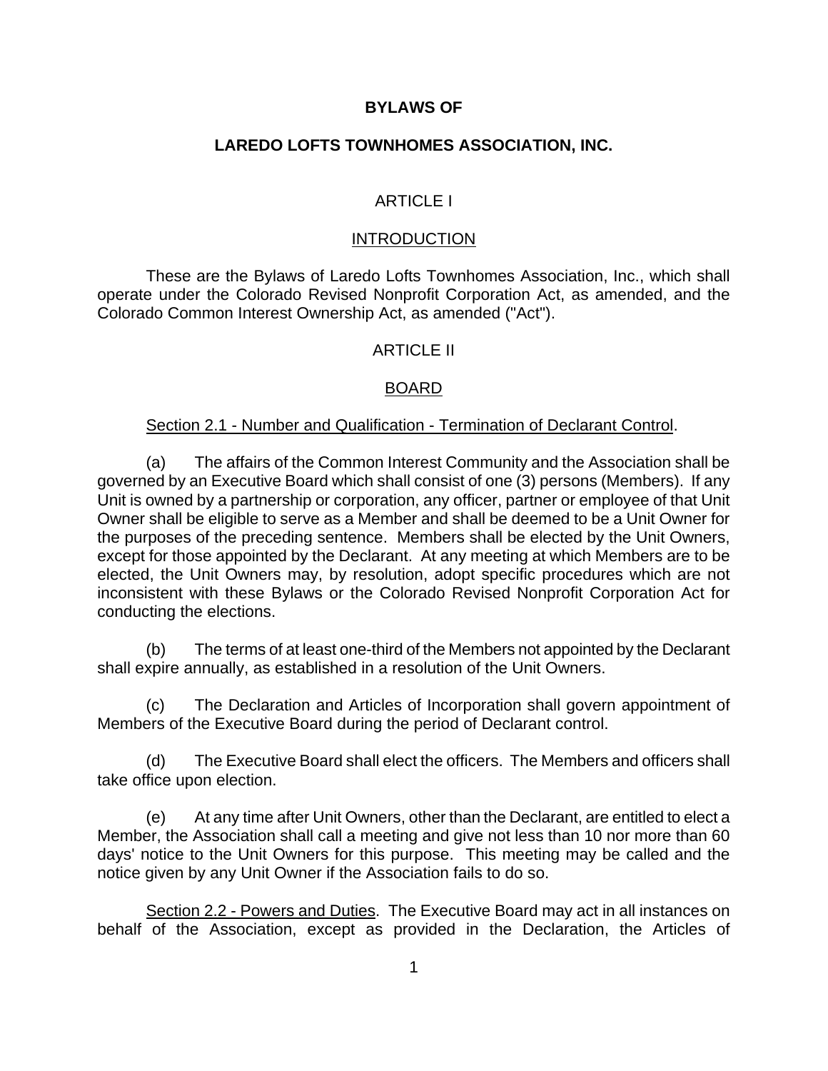# BYLAWS OF

# LAREDO LOFTS TOWNHOMES ASSOCIATION, INC.

## ARTICLE I

## INTRODUCTION

These are the Bylaws of Laredo Lofts Townhomes Association, Inc., which shall operate under the Colorado Revised Nonprofit Corporation Act, as amended, and the Colorado Common Interest Ownership Act, as amended ("Act").

## ARTICLE II

## BOARD

Section 2.1 - Number and Qualification - Termination of Declarant Control.

(a) The affairs of the Common Interest Community and the Association shall be governed by an Executive Board which shall consist of one (3) persons (Members). If any Unit is owned by a partnership or corporation, any officer, partner or employee of that Unit Owner shall be eligible to serve as a Member and shall be deemed to be a Unit Owner for the purposes of the preceding sentence. Members shall be elected by the Unit Owners, except for those appointed by the Declarant. At any meeting at which Members are to be elected, the Unit Owners may, by resolution, adopt specific procedures which are not inconsistent with these Bylaws or the Colorado Revised Nonprofit Corporation Act for conducting the elections.

(b) The terms of at least one-third of the Members not appointed by the Declarant shall expire annually, as established in a resolution of the Unit Owners.

(c) The Declaration and Articles of Incorporation shall govern appointment of Members of the Executive Board during the period of Declarant control.

(d) The Executive Board shall elect the officers. The Members and officers shall take office upon election.

(e) At any time after Unit Owners, other than the Declarant, are entitled to elect a Member, the Association shall call a meeting and give not less than 10 nor more than 60 days' notice to the Unit Owners for this purpose. This meeting may be called and the notice given by any Unit Owner if the Association fails to do so.

Section 2.2 - Powers and Duties. The Executive Board may act in all instances on behalf of the Association, except as provided in the Declaration, the Articles of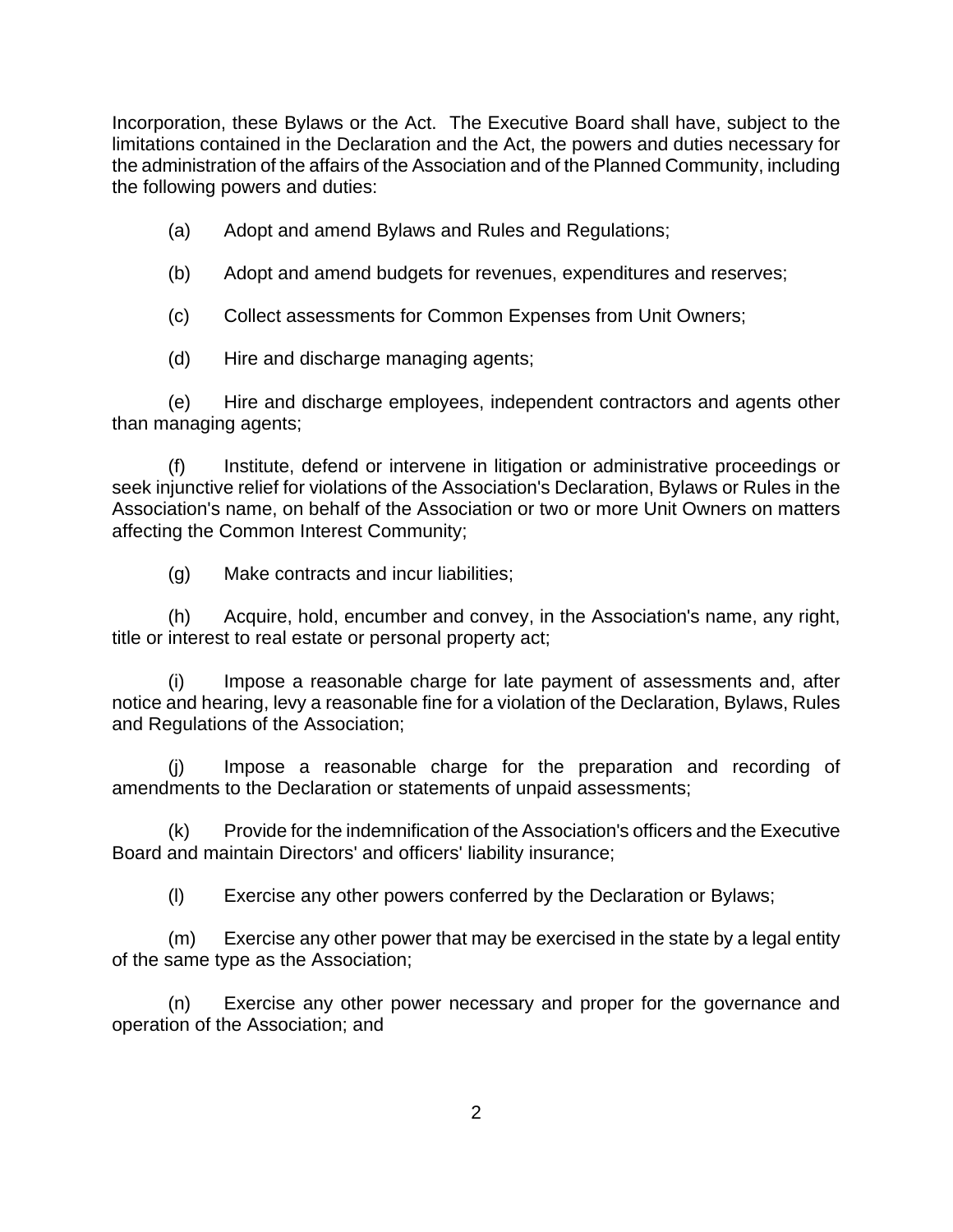Incorporation, these Bylaws or the Act. The Executive Board shall have, subject to the limitations contained in the Declaration and the Act, the powers and duties necessary for the administration of the affairs of the Association and of the Planned Community, including the following powers and duties:

(a) Adopt and amend Bylaws and Rules and Regulations;

(b) Adopt and amend budgets for revenues, expenditures and reserves;

(c) Collect assessments for Common Expenses from Unit Owners;

(d) Hire and discharge managing agents;

(e) Hire and discharge employees, independent contractors and agents other than managing agents;

(f) Institute, defend or intervene in litigation or administrative proceedings or seek injunctive relief for violations of the Association's Declaration, Bylaws or Rules in the Association's name, on behalf of the Association or two or more Unit Owners on matters affecting the Common Interest Community;

(g) Make contracts and incur liabilities;

(h) Acquire, hold, encumber and convey, in the Association's name, any right, title or interest to real estate or personal property act;

(i) Impose a reasonable charge for late payment of assessments and, after notice and hearing, levy a reasonable fine for a violation of the Declaration, Bylaws, Rules and Regulations of the Association;

(j) Impose a reasonable charge for the preparation and recording of amendments to the Declaration or statements of unpaid assessments;

(k) Provide for the indemnification of the Association's officers and the Executive Board and maintain Directors' and officers' liability insurance;

(l) Exercise any other powers conferred by the Declaration or Bylaws;

(m) Exercise any other power that may be exercised in the state by a legal entity of the same type as the Association;

(n) Exercise any other power necessary and proper for the governance and operation of the Association; and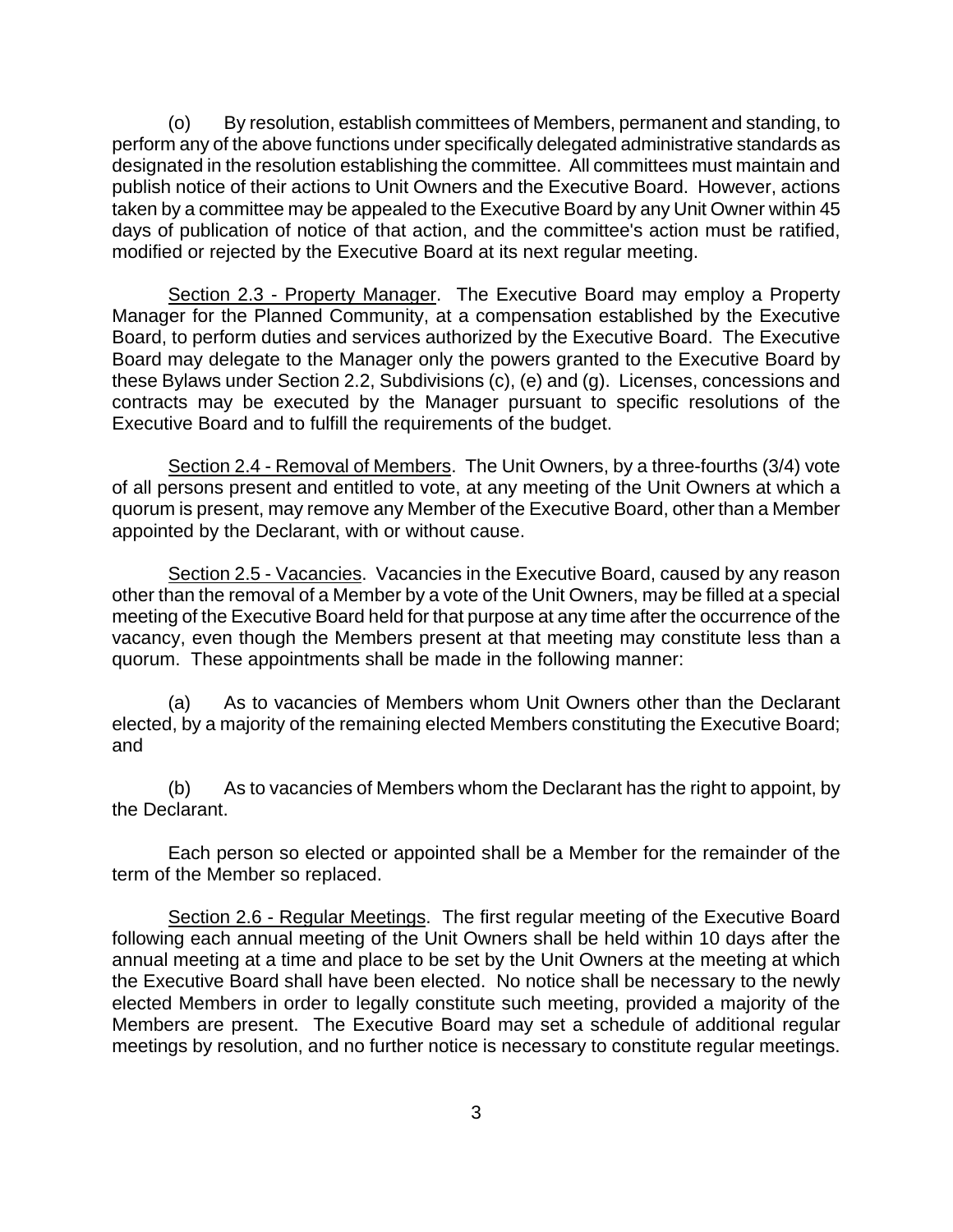(o) By resolution, establish committees of Members, permanent and standing, to perform any of the above functions under specifically delegated administrative standards as designated in the resolution establishing the committee. All committees must maintain and publish notice of their actions to Unit Owners and the Executive Board. However, actions taken by a committee may be appealed to the Executive Board by any Unit Owner within 45 days of publication of notice of that action, and the committee's action must be ratified, modified or rejected by the Executive Board at its next regular meeting.

Section 2.3 - Property Manager. The Executive Board may employ a Property Manager for the Planned Community, at a compensation established by the Executive Board, to perform duties and services authorized by the Executive Board. The Executive Board may delegate to the Manager only the powers granted to the Executive Board by these Bylaws under Section 2.2, Subdivisions (c), (e) and (g). Licenses, concessions and contracts may be executed by the Manager pursuant to specific resolutions of the Executive Board and to fulfill the requirements of the budget.

Section 2.4 - Removal of Members. The Unit Owners, by a three-fourths (3/4) vote of all persons present and entitled to vote, at any meeting of the Unit Owners at which a quorum is present, may remove any Member of the Executive Board, other than a Member appointed by the Declarant, with or without cause.

Section 2.5 - Vacancies. Vacancies in the Executive Board, caused by any reason other than the removal of a Member by a vote of the Unit Owners, may be filled at a special meeting of the Executive Board held for that purpose at any time after the occurrence of the vacancy, even though the Members present at that meeting may constitute less than a quorum. These appointments shall be made in the following manner:

(a) As to vacancies of Members whom Unit Owners other than the Declarant elected, by a majority of the remaining elected Members constituting the Executive Board; and

(b) As to vacancies of Members whom the Declarant has the right to appoint, by the Declarant.

Each person so elected or appointed shall be a Member for the remainder of the term of the Member so replaced.

Section 2.6 - Regular Meetings. The first regular meeting of the Executive Board following each annual meeting of the Unit Owners shall be held within 10 days after the annual meeting at a time and place to be set by the Unit Owners at the meeting at which the Executive Board shall have been elected. No notice shall be necessary to the newly elected Members in order to legally constitute such meeting, provided a majority of the Members are present. The Executive Board may set a schedule of additional regular meetings by resolution, and no further notice is necessary to constitute regular meetings.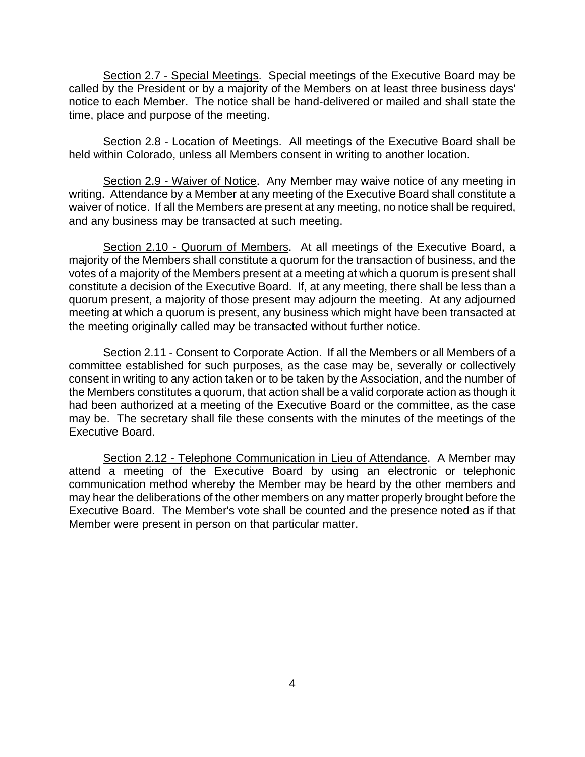<u>Section 2.7 - Special Meetings</u>. Special meetings of the Executive Board may be called by the President or by a majority of the Members on at least three business days' notice to each Member. The notice shall be hand-delivered or mailed and shall state the time, place and purpose of the meeting.

<u>Section 2.8 - Location of Meetings</u>. All meetings of the Executive Board shall be held within Colorado, unless all Members consent in writing to another location.

<u>Section 2.9 - Waiver of Notice</u>. Any Member may waive notice of any meeting in writing. Attendance by a Member at any meeting of the Executive Board shall constitute a waiver of notice. If all the Members are present at any meeting, no notice shall be required, and any business may be transacted at such meeting.

<u>Section 2.10 - Quorum of Members</u>. At all meetings of the Executive Board, a majority of the Members shall constitute a quorum for the transaction of business, and the votes of a majority of the Members present at a meeting at which a quorum is present shall constitute a decision of the Executive Board. If, at any meeting, there shall be less than a quorum present, a majority of those present may adjourn the meeting. At any adjourned meeting at which a quorum is present, any business which might have been transacted at the meeting originally called may be transacted without further notice.

<u>Section 2.11 - Consent to Corporate Action</u>. If all the Members or all Members of a committee established for such purposes, as the case may be, severally or collectively consent in writing to any action taken or to be taken by the Association, and the number of the Members constitutes a quorum, that action shall be a valid corporate action as though it had been authorized at a meeting of the Executive Board or the committee, as the case may be. The secretary shall file these consents with the minutes of the meetings of the Executive Board.

<u>Section 2.12 - Telephone Communication in Lieu of Attendance</u>. A Member may attend a meeting of the Executive Board by using an electronic or telephonic communication method whereby the Member may be heard by the other members and may hear the deliberations of the other members on any matter properly brought before the Executive Board. The Member's vote shall be counted and the presence noted as if that Member were present in person on that particular matter.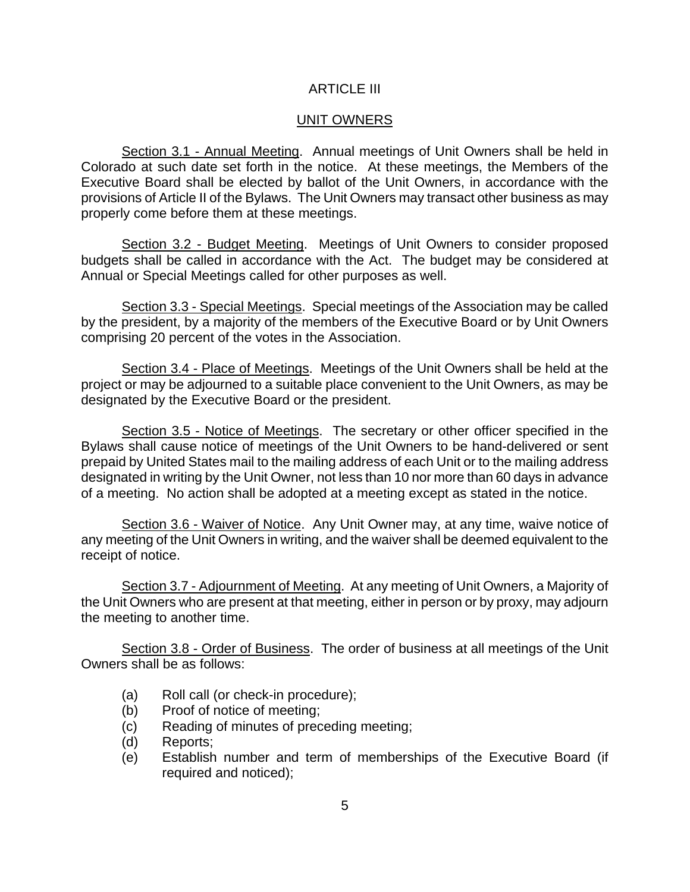# ARTICLE III

## UNIT OWNERS

Section 3.1 - Annual Meeting. Annual meetings of Unit Owners shall be held in Colorado at such date set forth in the notice. At these meetings, the Members of the Executive Board shall be elected by ballot of the Unit Owners, in accordance with the provisions of Article II of the Bylaws. The Unit Owners may transact other business as may properly come before them at these meetings.

Section 3.2 - Budget Meeting. Meetings of Unit Owners to consider proposed budgets shall be called in accordance with the Act. The budget may be considered at Annual or Special Meetings called for other purposes as well.

Section 3.3 - Special Meetings. Special meetings of the Association may be called by the president, by a majority of the members of the Executive Board or by Unit Owners comprising 20 percent of the votes in the Association.

Section 3.4 - Place of Meetings. Meetings of the Unit Owners shall be held at the project or may be adjourned to a suitable place convenient to the Unit Owners, as may be designated by the Executive Board or the president.

Section 3.5 - Notice of Meetings. The secretary or other officer specified in the Bylaws shall cause notice of meetings of the Unit Owners to be hand-delivered or sent prepaid by United States mail to the mailing address of each Unit or to the mailing address designated in writing by the Unit Owner, not less than 10 nor more than 60 days in advance of a meeting. No action shall be adopted at a meeting except as stated in the notice.

Section 3.6 - Waiver of Notice. Any Unit Owner may, at any time, waive notice of any meeting of the Unit Owners in writing, and the waiver shall be deemed equivalent to the receipt of notice.

Section 3.7 - Adjournment of Meeting. At any meeting of Unit Owners, a Majority of the Unit Owners who are present at that meeting, either in person or by proxy, may adjourn the meeting to another time.

Section 3.8 - Order of Business. The order of business at all meetings of the Unit Owners shall be as follows:

(a) Roll call (or check-in procedure);
(b) Proof of notice of meeting;
(c) Reading of minutes of preceding meeting;
(d) Reports;
(e) Establish number and term of memberships of the Executive Board (if required and noticed);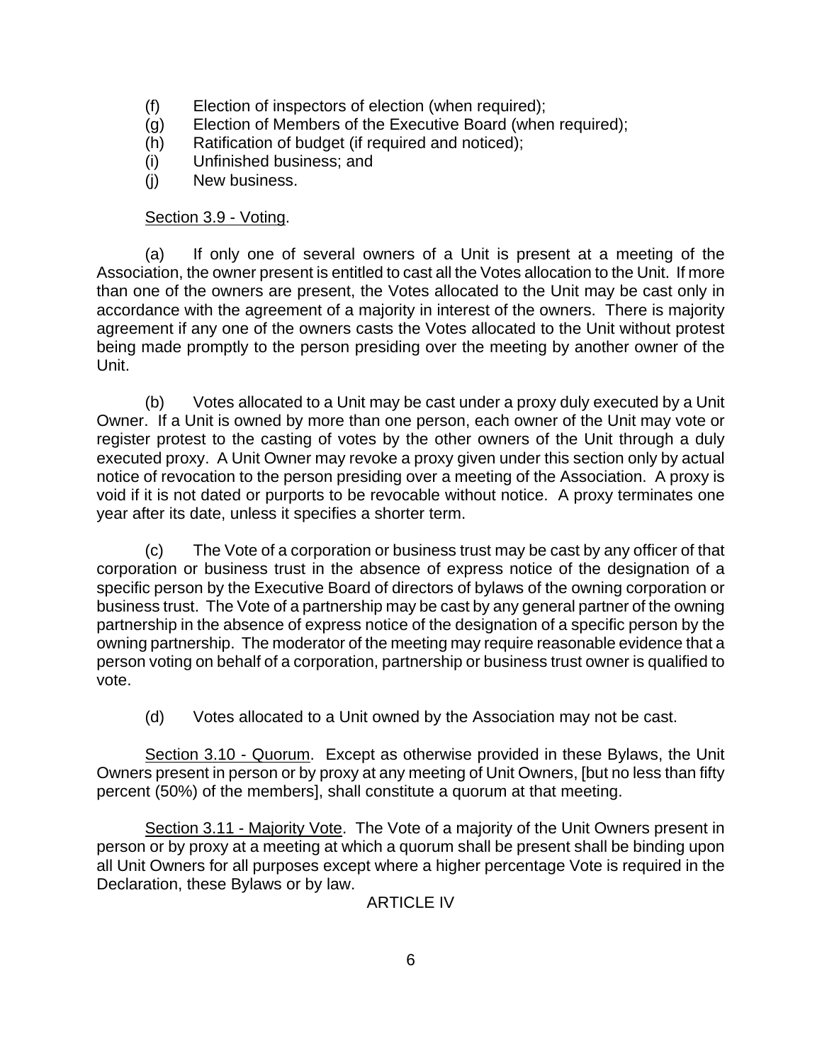(f) Election of inspectors of election (when required);
(g) Election of Members of the Executive Board (when required);
(h) Ratification of budget (if required and noticed);
(i) Unfinished business; and
(j) New business.

Section 3.9 - Voting.

(a) If only one of several owners of a Unit is present at a meeting of the Association, the owner present is entitled to cast all the Votes allocation to the Unit. If more than one of the owners are present, the Votes allocated to the Unit may be cast only in accordance with the agreement of a majority in interest of the owners. There is majority agreement if any one of the owners casts the Votes allocated to the Unit without protest being made promptly to the person presiding over the meeting by another owner of the Unit.

(b) Votes allocated to a Unit may be cast under a proxy duly executed by a Unit Owner. If a Unit is owned by more than one person, each owner of the Unit may vote or register protest to the casting of votes by the other owners of the Unit through a duly executed proxy. A Unit Owner may revoke a proxy given under this section only by actual notice of revocation to the person presiding over a meeting of the Association. A proxy is void if it is not dated or purports to be revocable without notice. A proxy terminates one year after its date, unless it specifies a shorter term.

(c) The Vote of a corporation or business trust may be cast by any officer of that corporation or business trust in the absence of express notice of the designation of a specific person by the Executive Board of directors of bylaws of the owning corporation or business trust. The Vote of a partnership may be cast by any general partner of the owning partnership in the absence of express notice of the designation of a specific person by the owning partnership. The moderator of the meeting may require reasonable evidence that a person voting on behalf of a corporation, partnership or business trust owner is qualified to vote.

(d) Votes allocated to a Unit owned by the Association may not be cast.

Section 3.10 - Quorum. Except as otherwise provided in these Bylaws, the Unit Owners present in person or by proxy at any meeting of Unit Owners, [but no less than fifty percent (50%) of the members], shall constitute a quorum at that meeting.

Section 3.11 - Majority Vote. The Vote of a majority of the Unit Owners present in person or by proxy at a meeting at which a quorum shall be present shall be binding upon all Unit Owners for all purposes except where a higher percentage Vote is required in the Declaration, these Bylaws or by law.

## ARTICLE IV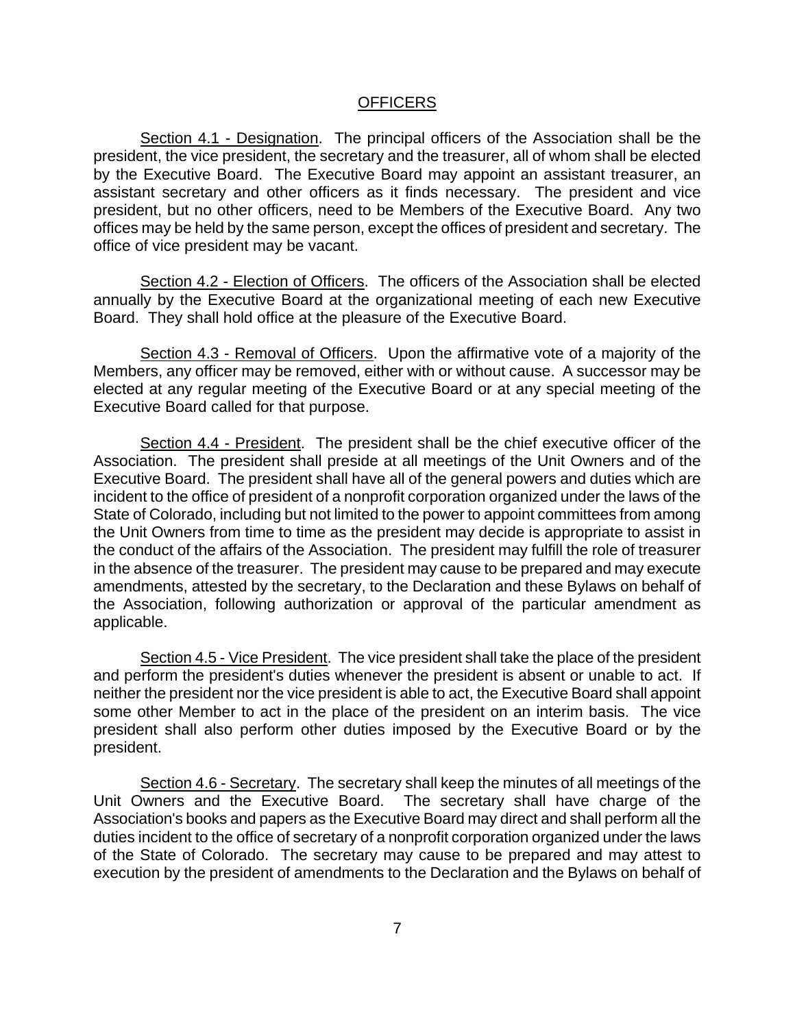## OFFICERS

Section 4.1 - Designation. The principal officers of the Association shall be the president, the vice president, the secretary and the treasurer, all of whom shall be elected by the Executive Board. The Executive Board may appoint an assistant treasurer, an assistant secretary and other officers as it finds necessary. The president and vice president, but no other officers, need to be Members of the Executive Board. Any two offices may be held by the same person, except the offices of president and secretary. The office of vice president may be vacant.

Section 4.2 - Election of Officers. The officers of the Association shall be elected annually by the Executive Board at the organizational meeting of each new Executive Board. They shall hold office at the pleasure of the Executive Board.

Section 4.3 - Removal of Officers. Upon the affirmative vote of a majority of the Members, any officer may be removed, either with or without cause. A successor may be elected at any regular meeting of the Executive Board or at any special meeting of the Executive Board called for that purpose.

Section 4.4 - President. The president shall be the chief executive officer of the Association. The president shall preside at all meetings of the Unit Owners and of the Executive Board. The president shall have all of the general powers and duties which are incident to the office of president of a nonprofit corporation organized under the laws of the State of Colorado, including but not limited to the power to appoint committees from among the Unit Owners from time to time as the president may decide is appropriate to assist in the conduct of the affairs of the Association. The president may fulfill the role of treasurer in the absence of the treasurer. The president may cause to be prepared and may execute amendments, attested by the secretary, to the Declaration and these Bylaws on behalf of the Association, following authorization or approval of the particular amendment as applicable.

Section 4.5 - Vice President. The vice president shall take the place of the president and perform the president's duties whenever the president is absent or unable to act. If neither the president nor the vice president is able to act, the Executive Board shall appoint some other Member to act in the place of the president on an interim basis. The vice president shall also perform other duties imposed by the Executive Board or by the president.

Section 4.6 - Secretary. The secretary shall keep the minutes of all meetings of the Unit Owners and the Executive Board. The secretary shall have charge of the Association's books and papers as the Executive Board may direct and shall perform all the duties incident to the office of secretary of a nonprofit corporation organized under the laws of the State of Colorado. The secretary may cause to be prepared and may attest to execution by the president of amendments to the Declaration and the Bylaws on behalf of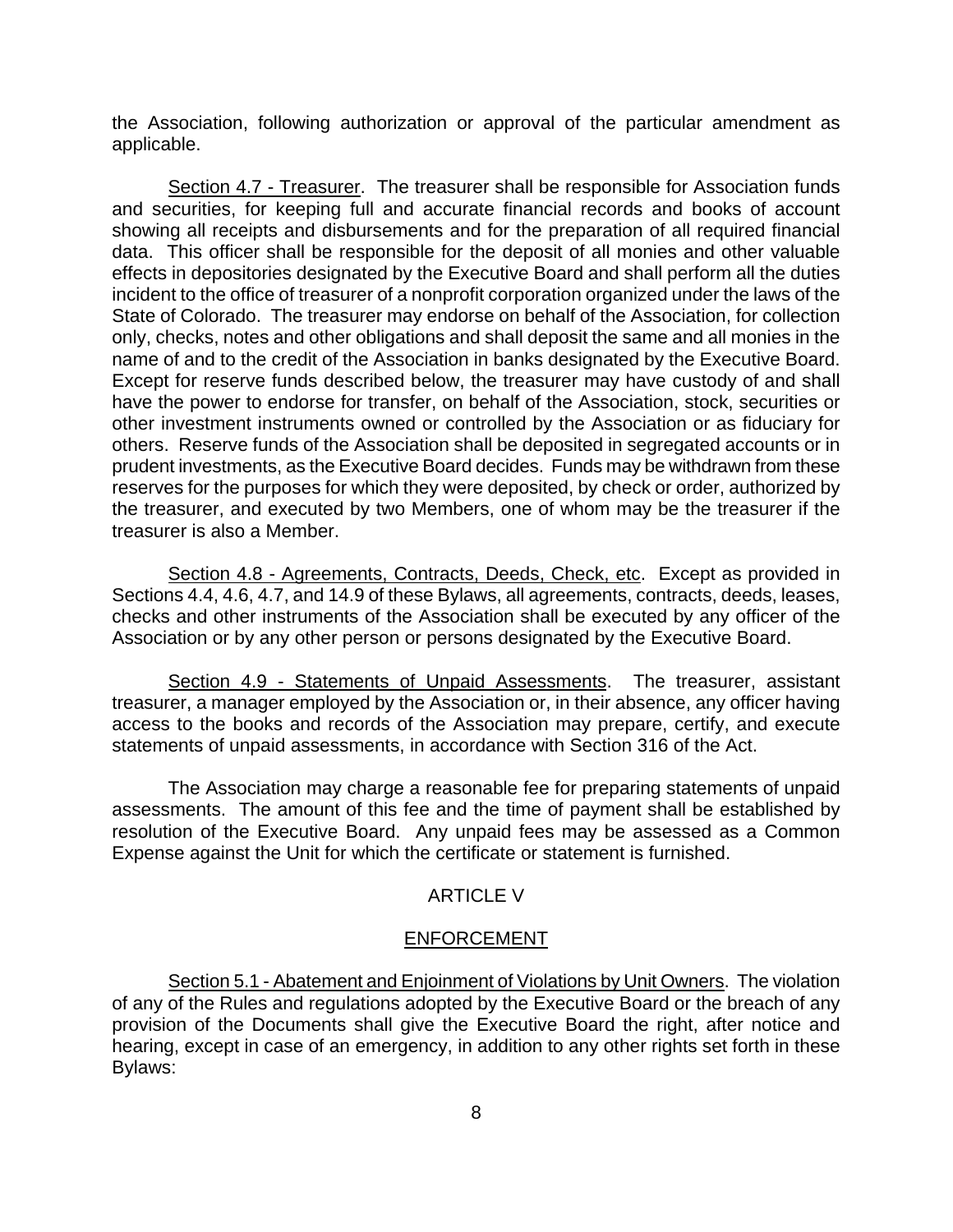the Association, following authorization or approval of the particular amendment as applicable.

Section 4.7 - Treasurer. The treasurer shall be responsible for Association funds and securities, for keeping full and accurate financial records and books of account showing all receipts and disbursements and for the preparation of all required financial data. This officer shall be responsible for the deposit of all monies and other valuable effects in depositories designated by the Executive Board and shall perform all the duties incident to the office of treasurer of a nonprofit corporation organized under the laws of the State of Colorado. The treasurer may endorse on behalf of the Association, for collection only, checks, notes and other obligations and shall deposit the same and all monies in the name of and to the credit of the Association in banks designated by the Executive Board. Except for reserve funds described below, the treasurer may have custody of and shall have the power to endorse for transfer, on behalf of the Association, stock, securities or other investment instruments owned or controlled by the Association or as fiduciary for others. Reserve funds of the Association shall be deposited in segregated accounts or in prudent investments, as the Executive Board decides. Funds may be withdrawn from these reserves for the purposes for which they were deposited, by check or order, authorized by the treasurer, and executed by two Members, one of whom may be the treasurer if the treasurer is also a Member.

Section 4.8 - Agreements, Contracts, Deeds, Check, etc. Except as provided in Sections 4.4, 4.6, 4.7, and 14.9 of these Bylaws, all agreements, contracts, deeds, leases, checks and other instruments of the Association shall be executed by any officer of the Association or by any other person or persons designated by the Executive Board.

Section 4.9 - Statements of Unpaid Assessments. The treasurer, assistant treasurer, a manager employed by the Association or, in their absence, any officer having access to the books and records of the Association may prepare, certify, and execute statements of unpaid assessments, in accordance with Section 316 of the Act.

The Association may charge a reasonable fee for preparing statements of unpaid assessments. The amount of this fee and the time of payment shall be established by resolution of the Executive Board. Any unpaid fees may be assessed as a Common Expense against the Unit for which the certificate or statement is furnished.

## ARTICLE V

## ENFORCEMENT

Section 5.1 - Abatement and Enjoinment of Violations by Unit Owners. The violation of any of the Rules and regulations adopted by the Executive Board or the breach of any provision of the Documents shall give the Executive Board the right, after notice and hearing, except in case of an emergency, in addition to any other rights set forth in these Bylaws: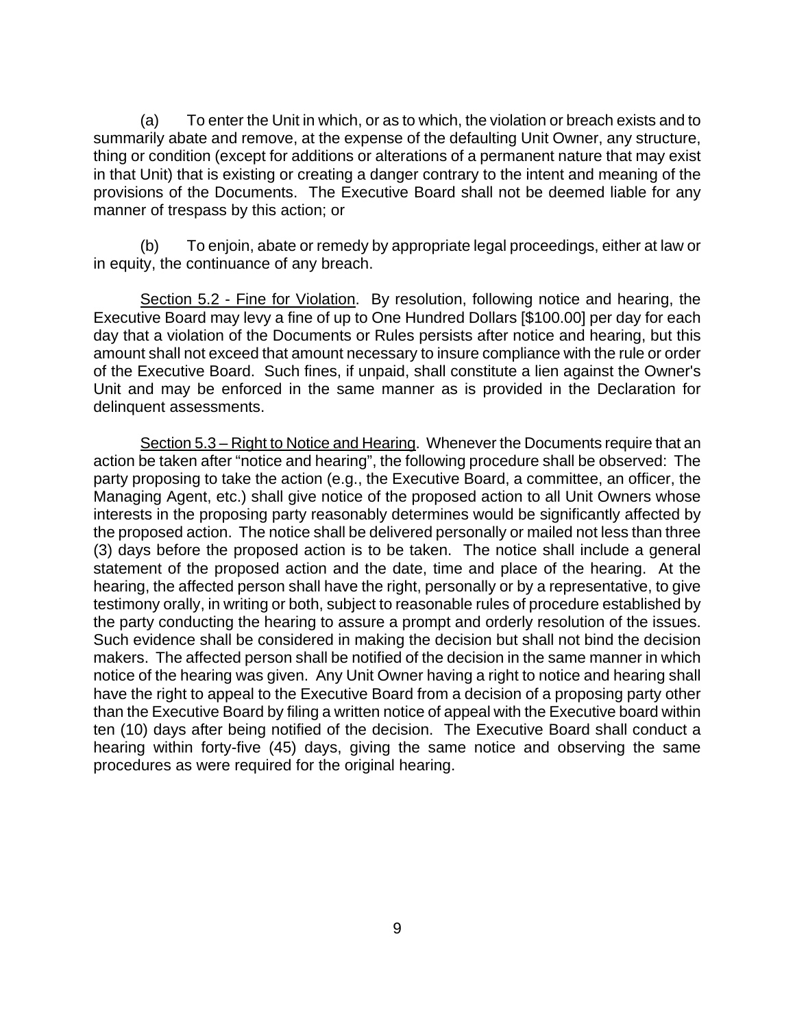(a) To enter the Unit in which, or as to which, the violation or breach exists and to summarily abate and remove, at the expense of the defaulting Unit Owner, any structure, thing or condition (except for additions or alterations of a permanent nature that may exist in that Unit) that is existing or creating a danger contrary to the intent and meaning of the provisions of the Documents. The Executive Board shall not be deemed liable for any manner of trespass by this action; or

(b) To enjoin, abate or remedy by appropriate legal proceedings, either at law or in equity, the continuance of any breach.

<u>Section 5.2 - Fine for Violation</u>. By resolution, following notice and hearing, the Executive Board may levy a fine of up to One Hundred Dollars [$100.00] per day for each day that a violation of the Documents or Rules persists after notice and hearing, but this amount shall not exceed that amount necessary to insure compliance with the rule or order of the Executive Board. Such fines, if unpaid, shall constitute a lien against the Owner's Unit and may be enforced in the same manner as is provided in the Declaration for delinquent assessments.

<u>Section 5.3 – Right to Notice and Hearing</u>. Whenever the Documents require that an action be taken after "notice and hearing", the following procedure shall be observed: The party proposing to take the action (e.g., the Executive Board, a committee, an officer, the Managing Agent, etc.) shall give notice of the proposed action to all Unit Owners whose interests in the proposing party reasonably determines would be significantly affected by the proposed action. The notice shall be delivered personally or mailed not less than three (3) days before the proposed action is to be taken. The notice shall include a general statement of the proposed action and the date, time and place of the hearing. At the hearing, the affected person shall have the right, personally or by a representative, to give testimony orally, in writing or both, subject to reasonable rules of procedure established by the party conducting the hearing to assure a prompt and orderly resolution of the issues. Such evidence shall be considered in making the decision but shall not bind the decision makers. The affected person shall be notified of the decision in the same manner in which notice of the hearing was given. Any Unit Owner having a right to notice and hearing shall have the right to appeal to the Executive Board from a decision of a proposing party other than the Executive Board by filing a written notice of appeal with the Executive board within ten (10) days after being notified of the decision. The Executive Board shall conduct a hearing within forty-five (45) days, giving the same notice and observing the same procedures as were required for the original hearing.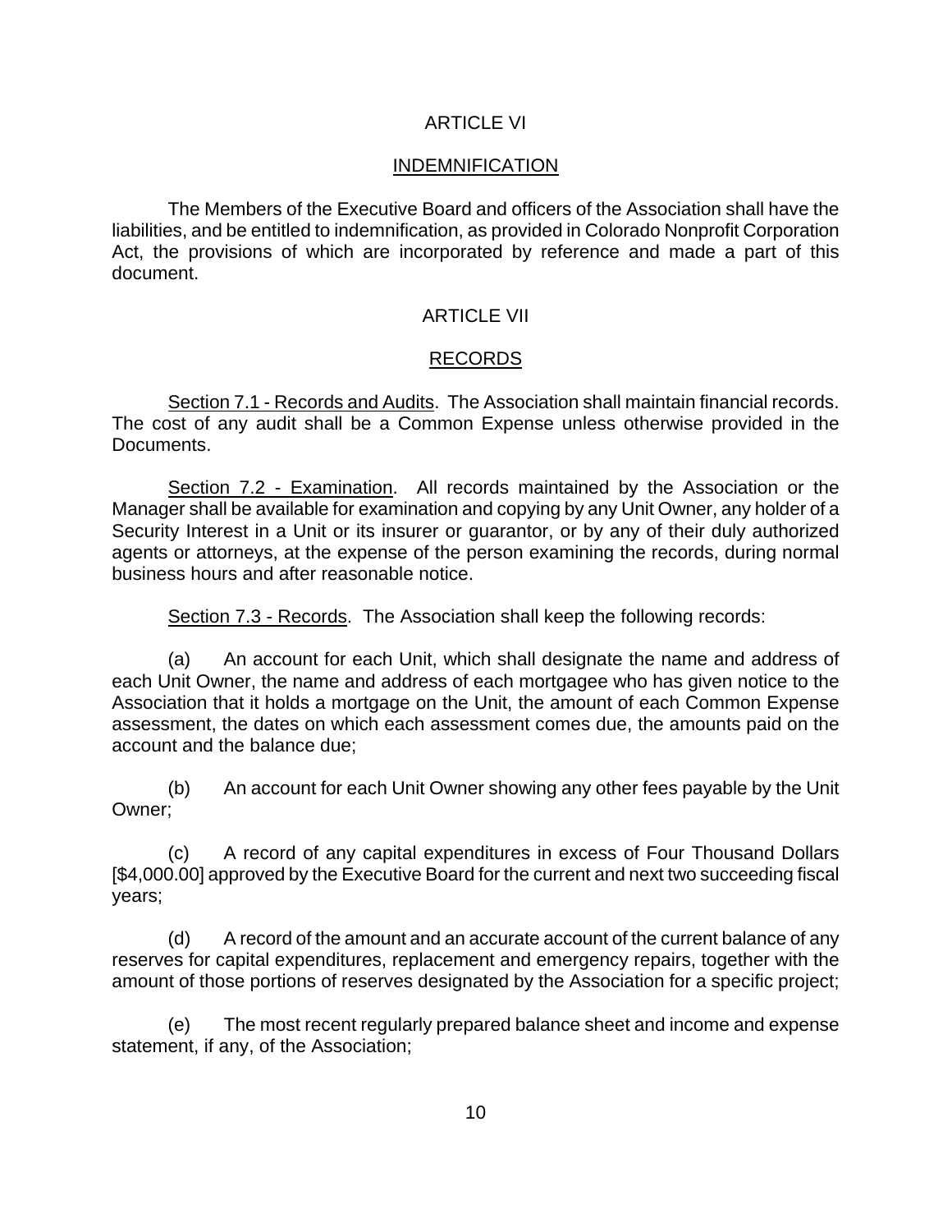## ARTICLE VI

## INDEMNIFICATION

The Members of the Executive Board and officers of the Association shall have the liabilities, and be entitled to indemnification, as provided in Colorado Nonprofit Corporation Act, the provisions of which are incorporated by reference and made a part of this document.

## ARTICLE VII

## RECORDS

Section 7.1 - Records and Audits. The Association shall maintain financial records. The cost of any audit shall be a Common Expense unless otherwise provided in the Documents.

Section 7.2 - Examination. All records maintained by the Association or the Manager shall be available for examination and copying by any Unit Owner, any holder of a Security Interest in a Unit or its insurer or guarantor, or by any of their duly authorized agents or attorneys, at the expense of the person examining the records, during normal business hours and after reasonable notice.

Section 7.3 - Records. The Association shall keep the following records:

(a) An account for each Unit, which shall designate the name and address of each Unit Owner, the name and address of each mortgagee who has given notice to the Association that it holds a mortgage on the Unit, the amount of each Common Expense assessment, the dates on which each assessment comes due, the amounts paid on the account and the balance due;

(b) An account for each Unit Owner showing any other fees payable by the Unit Owner;

(c) A record of any capital expenditures in excess of Four Thousand Dollars [$4,000.00] approved by the Executive Board for the current and next two succeeding fiscal years;

(d) A record of the amount and an accurate account of the current balance of any reserves for capital expenditures, replacement and emergency repairs, together with the amount of those portions of reserves designated by the Association for a specific project;

(e) The most recent regularly prepared balance sheet and income and expense statement, if any, of the Association;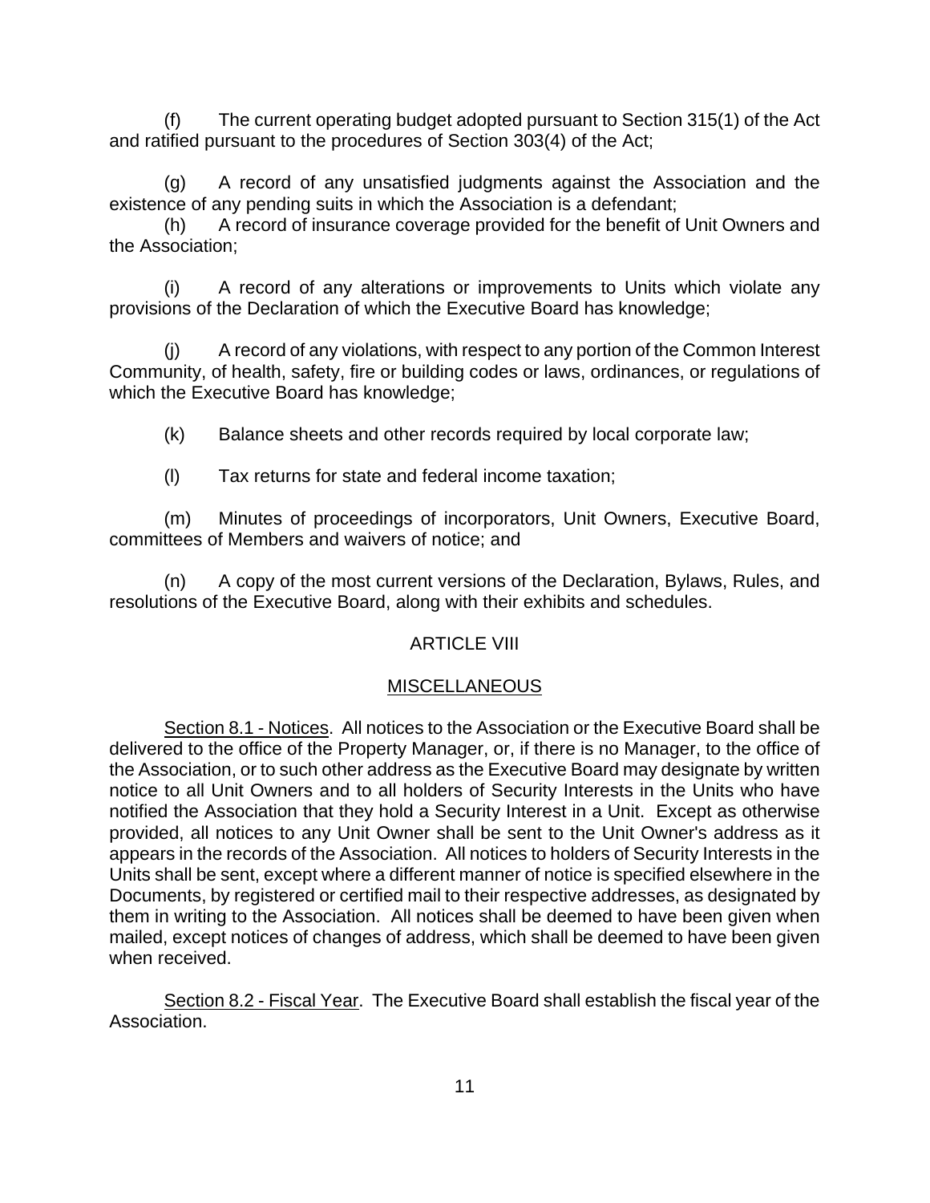(f) The current operating budget adopted pursuant to Section 315(1) of the Act and ratified pursuant to the procedures of Section 303(4) of the Act;

(g) A record of any unsatisfied judgments against the Association and the existence of any pending suits in which the Association is a defendant;

(h) A record of insurance coverage provided for the benefit of Unit Owners and the Association;

(i) A record of any alterations or improvements to Units which violate any provisions of the Declaration of which the Executive Board has knowledge;

(j) A record of any violations, with respect to any portion of the Common Interest Community, of health, safety, fire or building codes or laws, ordinances, or regulations of which the Executive Board has knowledge;

(k) Balance sheets and other records required by local corporate law;

(l) Tax returns for state and federal income taxation;

(m) Minutes of proceedings of incorporators, Unit Owners, Executive Board, committees of Members and waivers of notice; and

(n) A copy of the most current versions of the Declaration, Bylaws, Rules, and resolutions of the Executive Board, along with their exhibits and schedules.

## ARTICLE VIII

## MISCELLANEOUS

Section 8.1 - Notices. All notices to the Association or the Executive Board shall be delivered to the office of the Property Manager, or, if there is no Manager, to the office of the Association, or to such other address as the Executive Board may designate by written notice to all Unit Owners and to all holders of Security Interests in the Units who have notified the Association that they hold a Security Interest in a Unit. Except as otherwise provided, all notices to any Unit Owner shall be sent to the Unit Owner's address as it appears in the records of the Association. All notices to holders of Security Interests in the Units shall be sent, except where a different manner of notice is specified elsewhere in the Documents, by registered or certified mail to their respective addresses, as designated by them in writing to the Association. All notices shall be deemed to have been given when mailed, except notices of changes of address, which shall be deemed to have been given when received.

Section 8.2 - Fiscal Year. The Executive Board shall establish the fiscal year of the Association.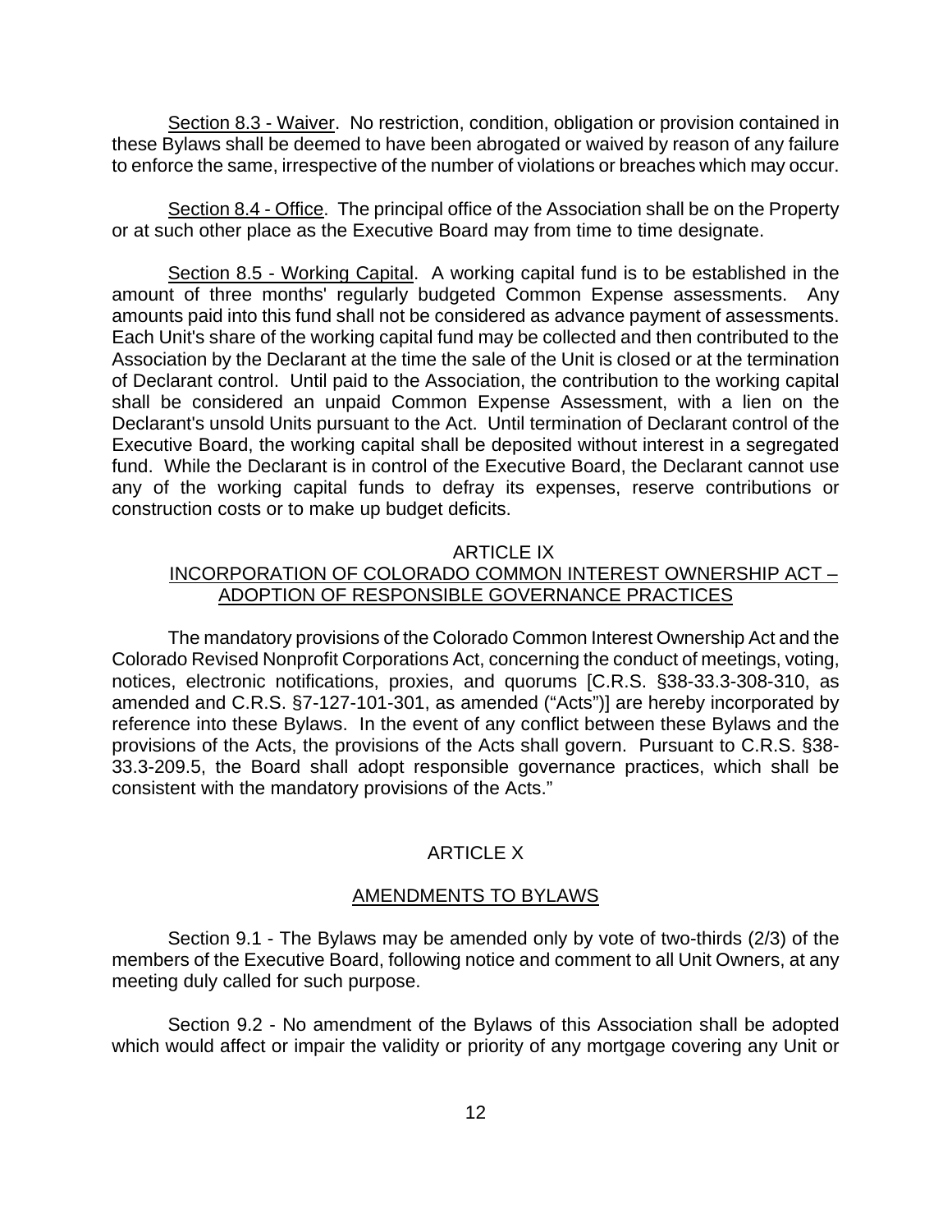Section 8.3 - Waiver. No restriction, condition, obligation or provision contained in these Bylaws shall be deemed to have been abrogated or waived by reason of any failure to enforce the same, irrespective of the number of violations or breaches which may occur.

Section 8.4 - Office. The principal office of the Association shall be on the Property or at such other place as the Executive Board may from time to time designate.

Section 8.5 - Working Capital. A working capital fund is to be established in the amount of three months' regularly budgeted Common Expense assessments. Any amounts paid into this fund shall not be considered as advance payment of assessments. Each Unit's share of the working capital fund may be collected and then contributed to the Association by the Declarant at the time the sale of the Unit is closed or at the termination of Declarant control. Until paid to the Association, the contribution to the working capital shall be considered an unpaid Common Expense Assessment, with a lien on the Declarant's unsold Units pursuant to the Act. Until termination of Declarant control of the Executive Board, the working capital shall be deposited without interest in a segregated fund. While the Declarant is in control of the Executive Board, the Declarant cannot use any of the working capital funds to defray its expenses, reserve contributions or construction costs or to make up budget deficits.

## ARTICLE IX
## INCORPORATION OF COLORADO COMMON INTEREST OWNERSHIP ACT – ADOPTION OF RESPONSIBLE GOVERNANCE PRACTICES

The mandatory provisions of the Colorado Common Interest Ownership Act and the Colorado Revised Nonprofit Corporations Act, concerning the conduct of meetings, voting, notices, electronic notifications, proxies, and quorums [C.R.S. §38-33.3-308-310, as amended and C.R.S. §7-127-101-301, as amended ("Acts")] are hereby incorporated by reference into these Bylaws. In the event of any conflict between these Bylaws and the provisions of the Acts, the provisions of the Acts shall govern. Pursuant to C.R.S. §38-33.3-209.5, the Board shall adopt responsible governance practices, which shall be consistent with the mandatory provisions of the Acts."

## ARTICLE X

## AMENDMENTS TO BYLAWS

Section 9.1 - The Bylaws may be amended only by vote of two-thirds (2/3) of the members of the Executive Board, following notice and comment to all Unit Owners, at any meeting duly called for such purpose.

Section 9.2 - No amendment of the Bylaws of this Association shall be adopted which would affect or impair the validity or priority of any mortgage covering any Unit or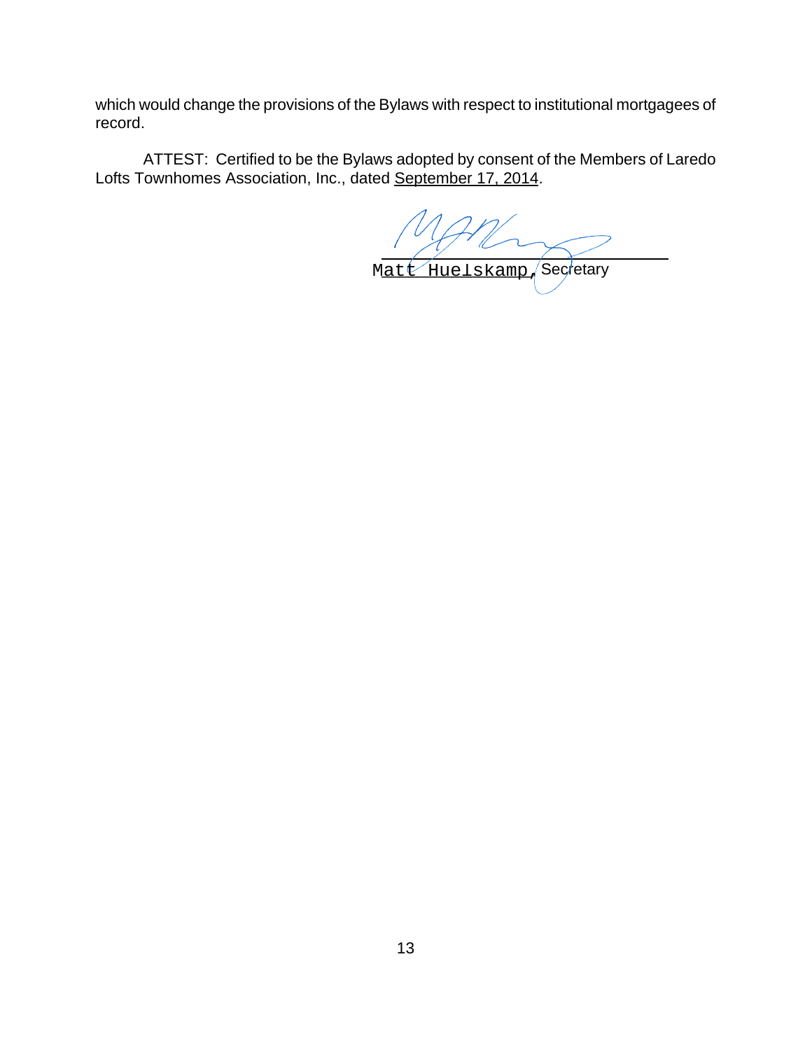which would change the provisions of the Bylaws with respect to institutional mortgagees of record.

ATTEST: Certified to be the Bylaws adopted by consent of the Members of Laredo Lofts Townhomes Association, Inc., dated September 17, 2014.

Matt Huelskamp, Secretary